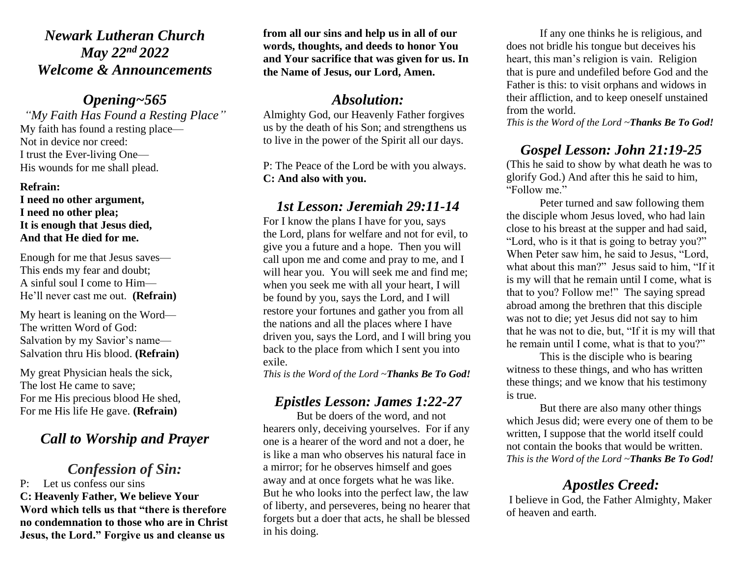# *Newark Lutheran Church*
# *May 22nd 2022*
# *Welcome & Announcements*

## *Opening~565*

*"My Faith Has Found a Resting Place"*

My faith has found a resting place—
Not in device nor creed:
I trust the Ever-living One—
His wounds for me shall plead.

**Refrain:**
**I need no other argument,**
**I need no other plea;**
**It is enough that Jesus died,**
**And that He died for me.**

Enough for me that Jesus saves—
This ends my fear and doubt;
A sinful soul I come to Him—
He'll never cast me out. **(Refrain)**

My heart is leaning on the Word—
The written Word of God:
Salvation by my Savior's name—
Salvation thru His blood. **(Refrain)**

My great Physician heals the sick,
The lost He came to save;
For me His precious blood He shed,
For me His life He gave. **(Refrain)**

## *Call to Worship and Prayer*

## *Confession of Sin:*

P: Let us confess our sins

**C: Heavenly Father, We believe Your Word which tells us that "there is therefore no condemnation to those who are in Christ Jesus, the Lord." Forgive us and cleanse us from all our sins and help us in all of our words, thoughts, and deeds to honor You and Your sacrifice that was given for us. In the Name of Jesus, our Lord, Amen.**

## *Absolution:*

Almighty God, our Heavenly Father forgives us by the death of his Son; and strengthens us to live in the power of the Spirit all our days.

P: The Peace of the Lord be with you always.
**C: And also with you.**

## *1st Lesson: Jeremiah 29:11-14*

For I know the plans I have for you, says the Lord, plans for welfare and not for evil, to give you a future and a hope. Then you will call upon me and come and pray to me, and I will hear you. You will seek me and find me; when you seek me with all your heart, I will be found by you, says the Lord, and I will restore your fortunes and gather you from all the nations and all the places where I have driven you, says the Lord, and I will bring you back to the place from which I sent you into exile.

*This is the Word of the Lord ~**Thanks Be To God!***

## *Epistles Lesson: James 1:22-27*

But be doers of the word, and not hearers only, deceiving yourselves. For if any one is a hearer of the word and not a doer, he is like a man who observes his natural face in a mirror; for he observes himself and goes away and at once forgets what he was like. But he who looks into the perfect law, the law of liberty, and perseveres, being no hearer that forgets but a doer that acts, he shall be blessed in his doing.

If any one thinks he is religious, and does not bridle his tongue but deceives his heart, this man's religion is vain. Religion that is pure and undefiled before God and the Father is this: to visit orphans and widows in their affliction, and to keep oneself unstained from the world.

*This is the Word of the Lord ~**Thanks Be To God!***

## *Gospel Lesson: John 21:19-25*

(This he said to show by what death he was to glorify God.) And after this he said to him, "Follow me."

Peter turned and saw following them the disciple whom Jesus loved, who had lain close to his breast at the supper and had said, "Lord, who is it that is going to betray you?" When Peter saw him, he said to Jesus, "Lord, what about this man?" Jesus said to him, "If it is my will that he remain until I come, what is that to you? Follow me!" The saying spread abroad among the brethren that this disciple was not to die; yet Jesus did not say to him that he was not to die, but, "If it is my will that he remain until I come, what is that to you?"

This is the disciple who is bearing witness to these things, and who has written these things; and we know that his testimony is true.

But there are also many other things which Jesus did; were every one of them to be written, I suppose that the world itself could not contain the books that would be written.

*This is the Word of the Lord ~**Thanks Be To God!***

## *Apostles Creed:*

I believe in God, the Father Almighty, Maker of heaven and earth.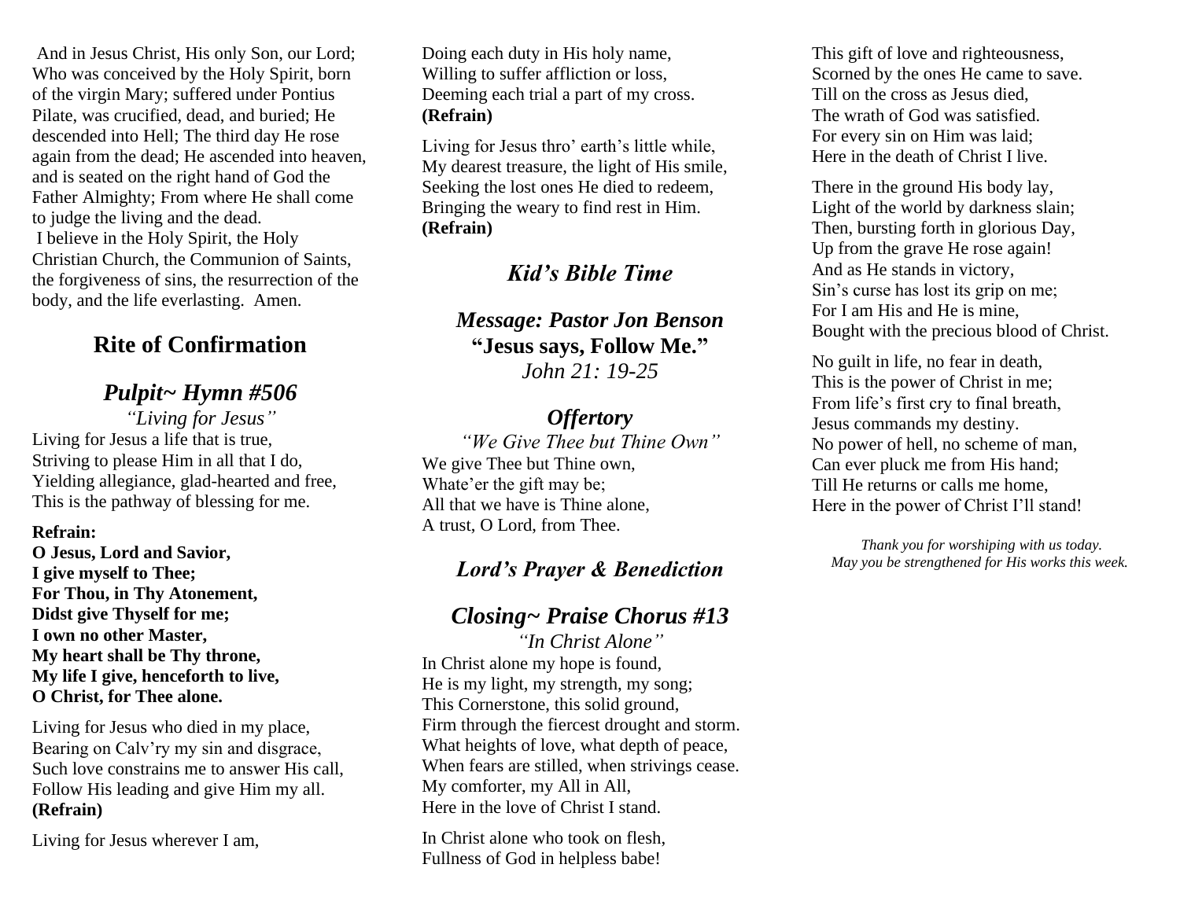And in Jesus Christ, His only Son, our Lord; Who was conceived by the Holy Spirit, born of the virgin Mary; suffered under Pontius Pilate, was crucified, dead, and buried; He descended into Hell; The third day He rose again from the dead; He ascended into heaven, and is seated on the right hand of God the Father Almighty; From where He shall come to judge the living and the dead.
I believe in the Holy Spirit, the Holy Christian Church, the Communion of Saints, the forgiveness of sins, the resurrection of the body, and the life everlasting. Amen.

## Rite of Confirmation

## *Pulpit~ Hymn #506*

*"Living for Jesus"*

Living for Jesus a life that is true,
Striving to please Him in all that I do,
Yielding allegiance, glad-hearted and free,
This is the pathway of blessing for me.

**Refrain:**
**O Jesus, Lord and Savior,**
**I give myself to Thee;**
**For Thou, in Thy Atonement,**
**Didst give Thyself for me;**
**I own no other Master,**
**My heart shall be Thy throne,**
**My life I give, henceforth to live,**
**O Christ, for Thee alone.**

Living for Jesus who died in my place,
Bearing on Calv'ry my sin and disgrace,
Such love constrains me to answer His call,
Follow His leading and give Him my all.
**(Refrain)**

Living for Jesus wherever I am,
Doing each duty in His holy name,
Willing to suffer affliction or loss,
Deeming each trial a part of my cross.
**(Refrain)**

Living for Jesus thro' earth's little while,
My dearest treasure, the light of His smile,
Seeking the lost ones He died to redeem,
Bringing the weary to find rest in Him.
**(Refrain)**

## *Kid's Bible Time*

## *Message: Pastor Jon Benson*

**"Jesus says, Follow Me."**

*John 21: 19-25*

## *Offertory*

*"We Give Thee but Thine Own"*

We give Thee but Thine own,
Whate'er the gift may be;
All that we have is Thine alone,
A trust, O Lord, from Thee.

## *Lord's Prayer & Benediction*

## *Closing~ Praise Chorus #13*

*"In Christ Alone"*

In Christ alone my hope is found,
He is my light, my strength, my song;
This Cornerstone, this solid ground,
Firm through the fiercest drought and storm.
What heights of love, what depth of peace,
When fears are stilled, when strivings cease.
My comforter, my All in All,
Here in the love of Christ I stand.

In Christ alone who took on flesh,
Fullness of God in helpless babe!
This gift of love and righteousness,
Scorned by the ones He came to save.
Till on the cross as Jesus died,
The wrath of God was satisfied.
For every sin on Him was laid;
Here in the death of Christ I live.

There in the ground His body lay,
Light of the world by darkness slain;
Then, bursting forth in glorious Day,
Up from the grave He rose again!
And as He stands in victory,
Sin's curse has lost its grip on me;
For I am His and He is mine,
Bought with the precious blood of Christ.

No guilt in life, no fear in death,
This is the power of Christ in me;
From life's first cry to final breath,
Jesus commands my destiny.
No power of hell, no scheme of man,
Can ever pluck me from His hand;
Till He returns or calls me home,
Here in the power of Christ I'll stand!

*Thank you for worshiping with us today.*
*May you be strengthened for His works this week.*